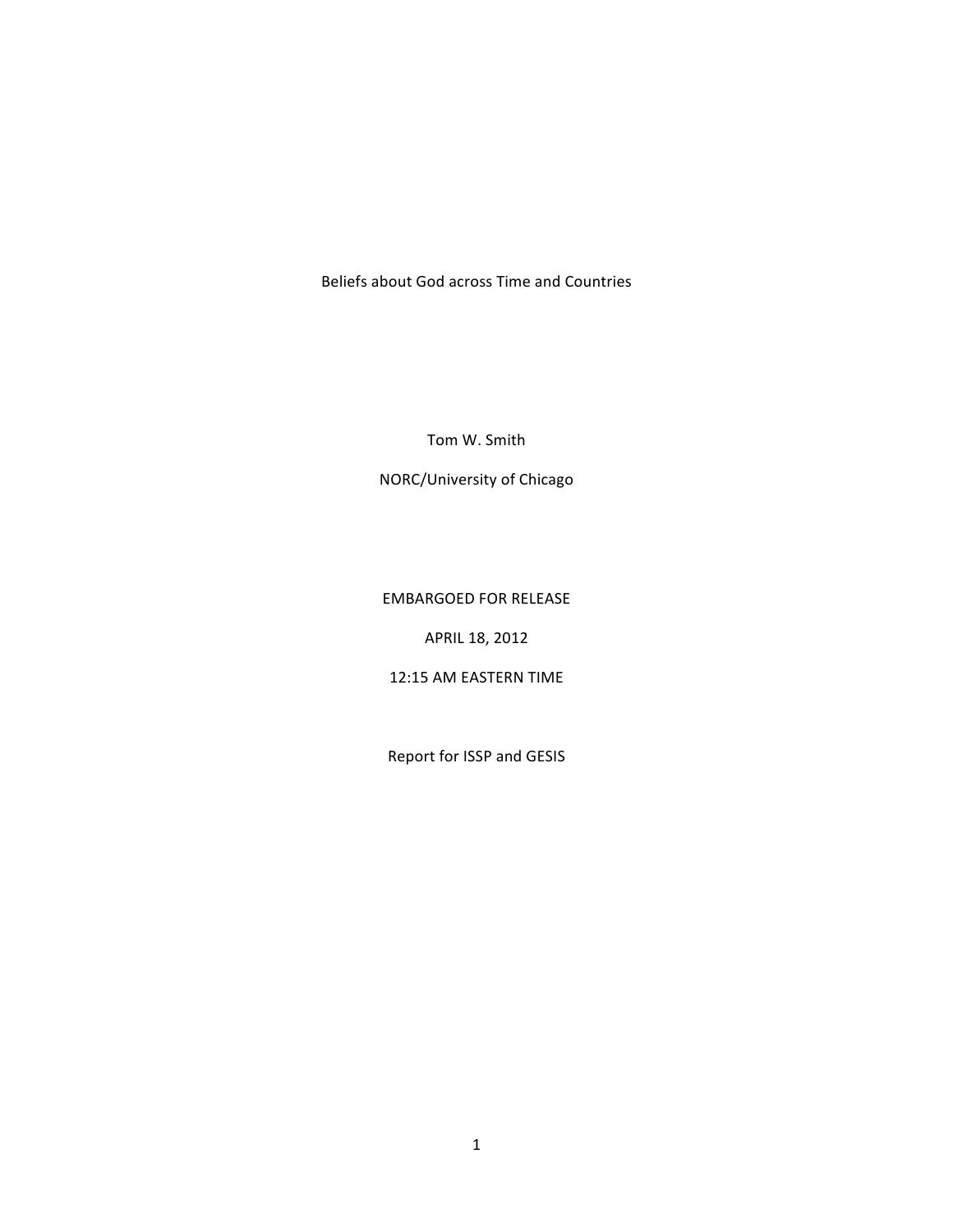# Beliefs about God across Time and Countries

Tom W. Smith

NORC/University of Chicago

EMBARGOED FOR RELEASE

APRIL 18, 2012

12:15 AM EASTERN TIME

Report for ISSP and GESIS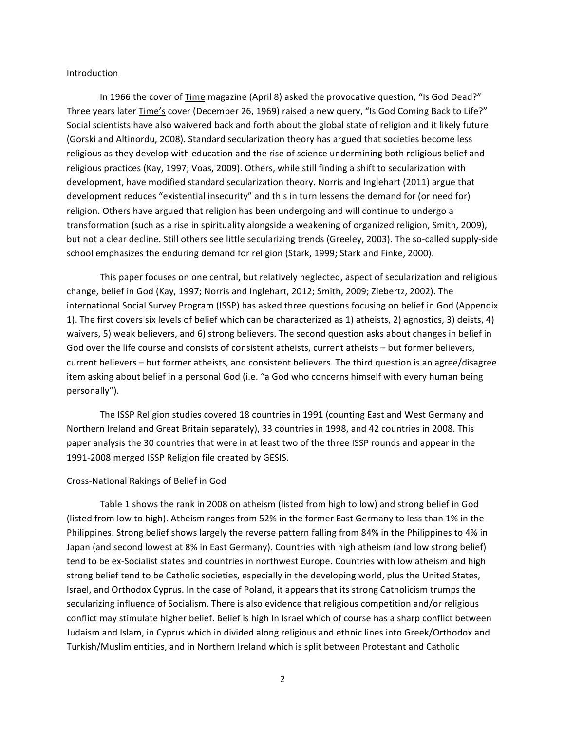## Introduction

In 1966 the cover of Time magazine (April 8) asked the provocative question, "Is God Dead?" Three years later Time's cover (December 26, 1969) raised a new query, "Is God Coming Back to Life?" Social scientists have also waivered back and forth about the global state of religion and it likely future (Gorski and Altinordu, 2008). Standard secularization theory has argued that societies become less religious as they develop with education and the rise of science undermining both religious belief and religious practices (Kay, 1997; Voas, 2009). Others, while still finding a shift to secularization with development, have modified standard secularization theory. Norris and Inglehart (2011) argue that development reduces "existential insecurity" and this in turn lessens the demand for (or need for) religion. Others have argued that religion has been undergoing and will continue to undergo a transformation (such as a rise in spirituality alongside a weakening of organized religion, Smith, 2009), but not a clear decline. Still others see little secularizing trends (Greeley, 2003). The so-called supply-side school emphasizes the enduring demand for religion (Stark, 1999; Stark and Finke, 2000).

This paper focuses on one central, but relatively neglected, aspect of secularization and religious change, belief in God (Kay, 1997; Norris and Inglehart, 2012; Smith, 2009; Ziebertz, 2002). The international Social Survey Program (ISSP) has asked three questions focusing on belief in God (Appendix 1). The first covers six levels of belief which can be characterized as 1) atheists, 2) agnostics, 3) deists, 4) waivers, 5) weak believers, and 6) strong believers. The second question asks about changes in belief in God over the life course and consists of consistent atheists, current atheists – but former believers, current believers – but former atheists, and consistent believers. The third question is an agree/disagree item asking about belief in a personal God (i.e. "a God who concerns himself with every human being personally").

The ISSP Religion studies covered 18 countries in 1991 (counting East and West Germany and Northern Ireland and Great Britain separately), 33 countries in 1998, and 42 countries in 2008. This paper analysis the 30 countries that were in at least two of the three ISSP rounds and appear in the 1991-2008 merged ISSP Religion file created by GESIS.

## Cross-National Rakings of Belief in God

Table 1 shows the rank in 2008 on atheism (listed from high to low) and strong belief in God (listed from low to high). Atheism ranges from 52% in the former East Germany to less than 1% in the Philippines. Strong belief shows largely the reverse pattern falling from 84% in the Philippines to 4% in Japan (and second lowest at 8% in East Germany). Countries with high atheism (and low strong belief) tend to be ex-Socialist states and countries in northwest Europe. Countries with low atheism and high strong belief tend to be Catholic societies, especially in the developing world, plus the United States, Israel, and Orthodox Cyprus. In the case of Poland, it appears that its strong Catholicism trumps the secularizing influence of Socialism. There is also evidence that religious competition and/or religious conflict may stimulate higher belief. Belief is high In Israel which of course has a sharp conflict between Judaism and Islam, in Cyprus which in divided along religious and ethnic lines into Greek/Orthodox and Turkish/Muslim entities, and in Northern Ireland which is split between Protestant and Catholic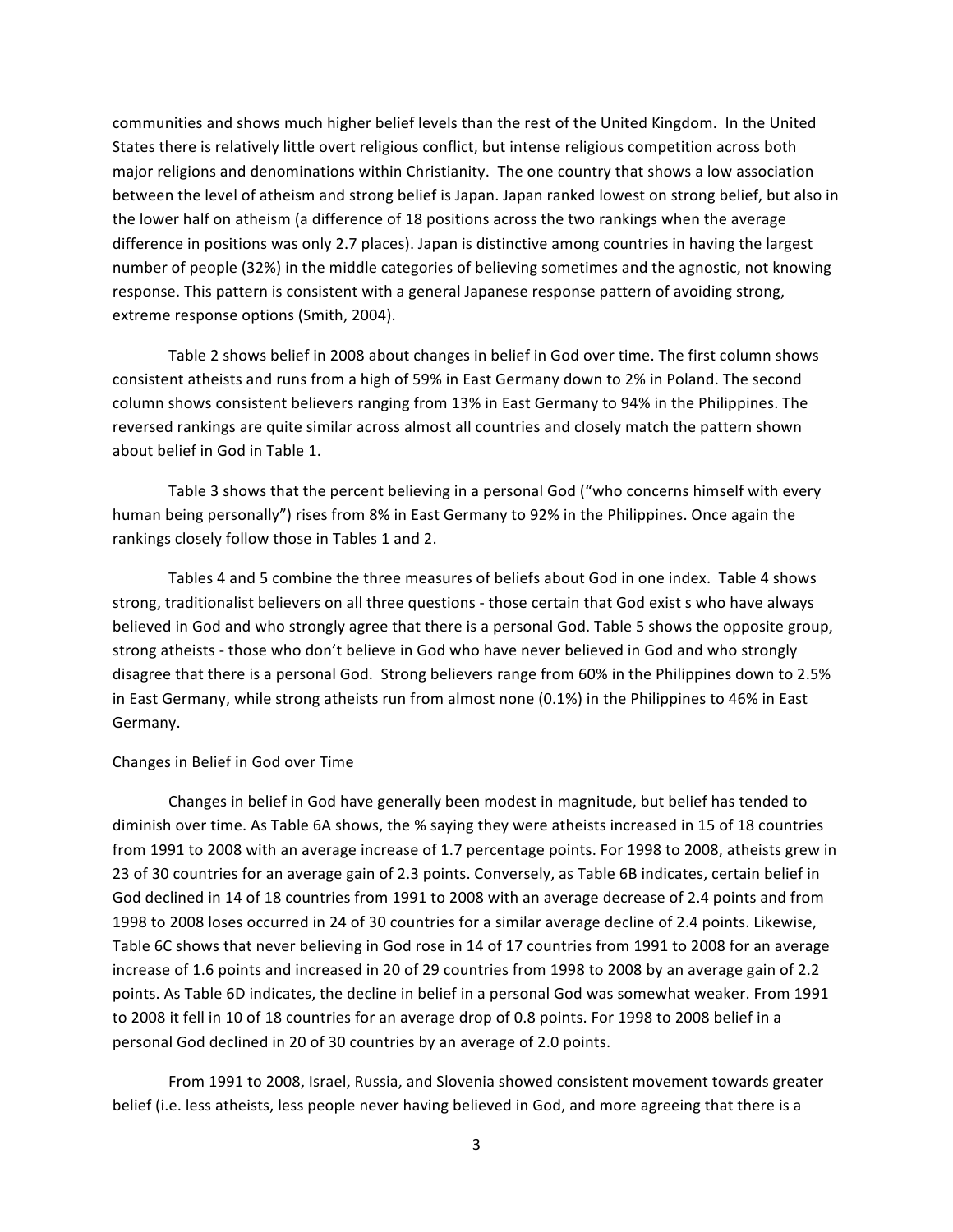communities and shows much higher belief levels than the rest of the United Kingdom. In the United States there is relatively little overt religious conflict, but intense religious competition across both major religions and denominations within Christianity. The one country that shows a low association between the level of atheism and strong belief is Japan. Japan ranked lowest on strong belief, but also in the lower half on atheism (a difference of 18 positions across the two rankings when the average difference in positions was only 2.7 places). Japan is distinctive among countries in having the largest number of people (32%) in the middle categories of believing sometimes and the agnostic, not knowing response. This pattern is consistent with a general Japanese response pattern of avoiding strong, extreme response options (Smith, 2004).

Table 2 shows belief in 2008 about changes in belief in God over time. The first column shows consistent atheists and runs from a high of 59% in East Germany down to 2% in Poland. The second column shows consistent believers ranging from 13% in East Germany to 94% in the Philippines. The reversed rankings are quite similar across almost all countries and closely match the pattern shown about belief in God in Table 1.

Table 3 shows that the percent believing in a personal God ("who concerns himself with every human being personally") rises from 8% in East Germany to 92% in the Philippines. Once again the rankings closely follow those in Tables 1 and 2.

Tables 4 and 5 combine the three measures of beliefs about God in one index. Table 4 shows strong, traditionalist believers on all three questions - those certain that God exist s who have always believed in God and who strongly agree that there is a personal God. Table 5 shows the opposite group, strong atheists - those who don't believe in God who have never believed in God and who strongly disagree that there is a personal God. Strong believers range from 60% in the Philippines down to 2.5% in East Germany, while strong atheists run from almost none (0.1%) in the Philippines to 46% in East Germany.

## Changes in Belief in God over Time

Changes in belief in God have generally been modest in magnitude, but belief has tended to diminish over time. As Table 6A shows, the % saying they were atheists increased in 15 of 18 countries from 1991 to 2008 with an average increase of 1.7 percentage points. For 1998 to 2008, atheists grew in 23 of 30 countries for an average gain of 2.3 points. Conversely, as Table 6B indicates, certain belief in God declined in 14 of 18 countries from 1991 to 2008 with an average decrease of 2.4 points and from 1998 to 2008 loses occurred in 24 of 30 countries for a similar average decline of 2.4 points. Likewise, Table 6C shows that never believing in God rose in 14 of 17 countries from 1991 to 2008 for an average increase of 1.6 points and increased in 20 of 29 countries from 1998 to 2008 by an average gain of 2.2 points. As Table 6D indicates, the decline in belief in a personal God was somewhat weaker. From 1991 to 2008 it fell in 10 of 18 countries for an average drop of 0.8 points. For 1998 to 2008 belief in a personal God declined in 20 of 30 countries by an average of 2.0 points.

From 1991 to 2008, Israel, Russia, and Slovenia showed consistent movement towards greater belief (i.e. less atheists, less people never having believed in God, and more agreeing that there is a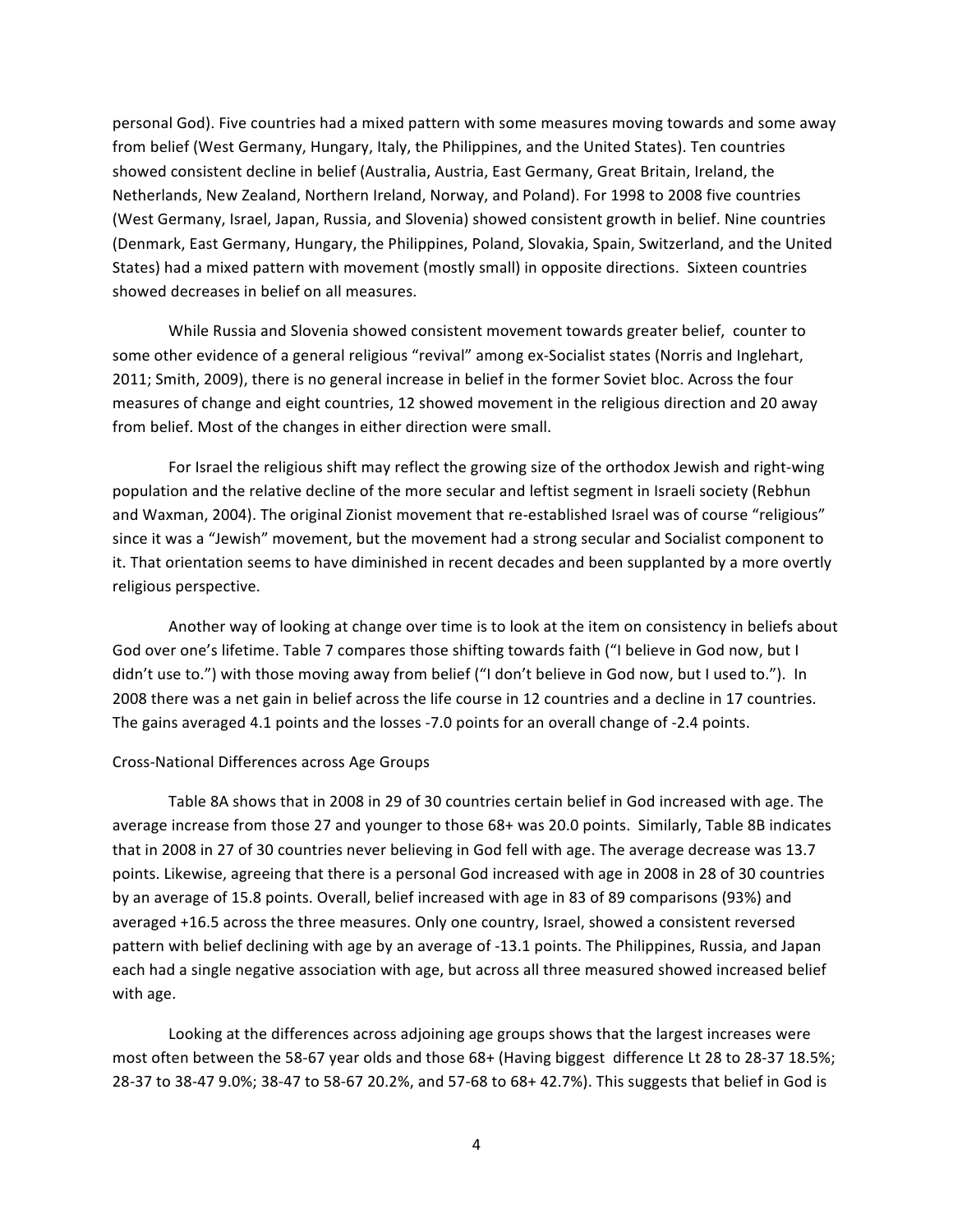personal God). Five countries had a mixed pattern with some measures moving towards and some away from belief (West Germany, Hungary, Italy, the Philippines, and the United States). Ten countries showed consistent decline in belief (Australia, Austria, East Germany, Great Britain, Ireland, the Netherlands, New Zealand, Northern Ireland, Norway, and Poland). For 1998 to 2008 five countries (West Germany, Israel, Japan, Russia, and Slovenia) showed consistent growth in belief. Nine countries (Denmark, East Germany, Hungary, the Philippines, Poland, Slovakia, Spain, Switzerland, and the United States) had a mixed pattern with movement (mostly small) in opposite directions. Sixteen countries showed decreases in belief on all measures.

While Russia and Slovenia showed consistent movement towards greater belief, counter to some other evidence of a general religious "revival" among ex-Socialist states (Norris and Inglehart, 2011; Smith, 2009), there is no general increase in belief in the former Soviet bloc. Across the four measures of change and eight countries, 12 showed movement in the religious direction and 20 away from belief. Most of the changes in either direction were small.

For Israel the religious shift may reflect the growing size of the orthodox Jewish and right-wing population and the relative decline of the more secular and leftist segment in Israeli society (Rebhun and Waxman, 2004). The original Zionist movement that re-established Israel was of course "religious" since it was a "Jewish" movement, but the movement had a strong secular and Socialist component to it. That orientation seems to have diminished in recent decades and been supplanted by a more overtly religious perspective.

Another way of looking at change over time is to look at the item on consistency in beliefs about God over one's lifetime. Table 7 compares those shifting towards faith ("I believe in God now, but I didn't use to.") with those moving away from belief ("I don't believe in God now, but I used to."). In 2008 there was a net gain in belief across the life course in 12 countries and a decline in 17 countries. The gains averaged 4.1 points and the losses -7.0 points for an overall change of -2.4 points.

## Cross-National Differences across Age Groups

Table 8A shows that in 2008 in 29 of 30 countries certain belief in God increased with age. The average increase from those 27 and younger to those 68+ was 20.0 points. Similarly, Table 8B indicates that in 2008 in 27 of 30 countries never believing in God fell with age. The average decrease was 13.7 points. Likewise, agreeing that there is a personal God increased with age in 2008 in 28 of 30 countries by an average of 15.8 points. Overall, belief increased with age in 83 of 89 comparisons (93%) and averaged +16.5 across the three measures. Only one country, Israel, showed a consistent reversed pattern with belief declining with age by an average of -13.1 points. The Philippines, Russia, and Japan each had a single negative association with age, but across all three measured showed increased belief with age.

Looking at the differences across adjoining age groups shows that the largest increases were most often between the 58-67 year olds and those 68+ (Having biggest difference Lt 28 to 28-37 18.5%; 28-37 to 38-47 9.0%; 38-47 to 58-67 20.2%, and 57-68 to 68+ 42.7%). This suggests that belief in God is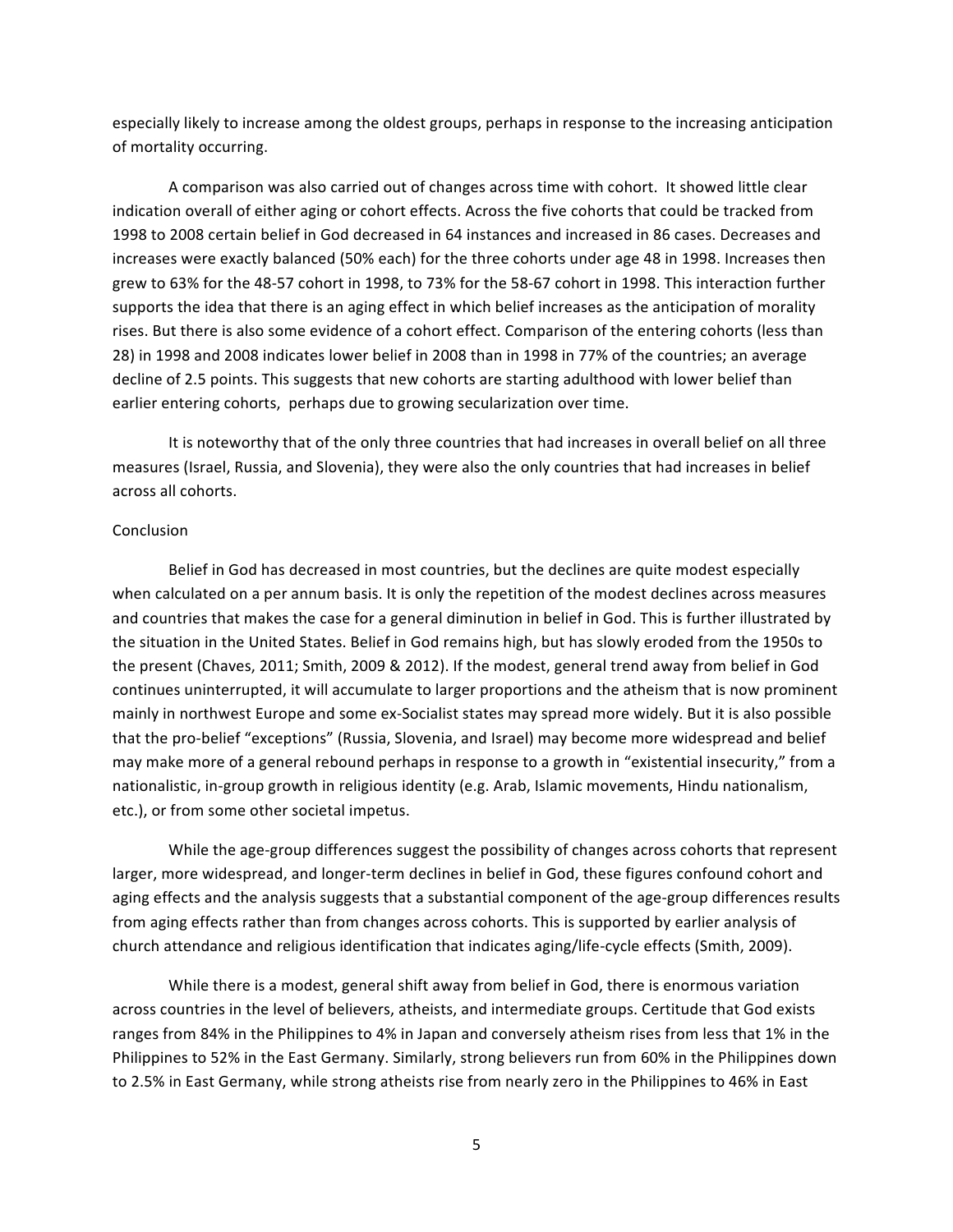especially likely to increase among the oldest groups, perhaps in response to the increasing anticipation of mortality occurring.

A comparison was also carried out of changes across time with cohort. It showed little clear indication overall of either aging or cohort effects. Across the five cohorts that could be tracked from 1998 to 2008 certain belief in God decreased in 64 instances and increased in 86 cases. Decreases and increases were exactly balanced (50% each) for the three cohorts under age 48 in 1998. Increases then grew to 63% for the 48-57 cohort in 1998, to 73% for the 58-67 cohort in 1998. This interaction further supports the idea that there is an aging effect in which belief increases as the anticipation of morality rises. But there is also some evidence of a cohort effect. Comparison of the entering cohorts (less than 28) in 1998 and 2008 indicates lower belief in 2008 than in 1998 in 77% of the countries; an average decline of 2.5 points. This suggests that new cohorts are starting adulthood with lower belief than earlier entering cohorts, perhaps due to growing secularization over time.

It is noteworthy that of the only three countries that had increases in overall belief on all three measures (Israel, Russia, and Slovenia), they were also the only countries that had increases in belief across all cohorts.

## Conclusion

Belief in God has decreased in most countries, but the declines are quite modest especially when calculated on a per annum basis. It is only the repetition of the modest declines across measures and countries that makes the case for a general diminution in belief in God. This is further illustrated by the situation in the United States. Belief in God remains high, but has slowly eroded from the 1950s to the present (Chaves, 2011; Smith, 2009 & 2012). If the modest, general trend away from belief in God continues uninterrupted, it will accumulate to larger proportions and the atheism that is now prominent mainly in northwest Europe and some ex-Socialist states may spread more widely. But it is also possible that the pro-belief "exceptions" (Russia, Slovenia, and Israel) may become more widespread and belief may make more of a general rebound perhaps in response to a growth in "existential insecurity," from a nationalistic, in-group growth in religious identity (e.g. Arab, Islamic movements, Hindu nationalism, etc.), or from some other societal impetus.

While the age-group differences suggest the possibility of changes across cohorts that represent larger, more widespread, and longer-term declines in belief in God, these figures confound cohort and aging effects and the analysis suggests that a substantial component of the age-group differences results from aging effects rather than from changes across cohorts. This is supported by earlier analysis of church attendance and religious identification that indicates aging/life-cycle effects (Smith, 2009).

While there is a modest, general shift away from belief in God, there is enormous variation across countries in the level of believers, atheists, and intermediate groups. Certitude that God exists ranges from 84% in the Philippines to 4% in Japan and conversely atheism rises from less that 1% in the Philippines to 52% in the East Germany. Similarly, strong believers run from 60% in the Philippines down to 2.5% in East Germany, while strong atheists rise from nearly zero in the Philippines to 46% in East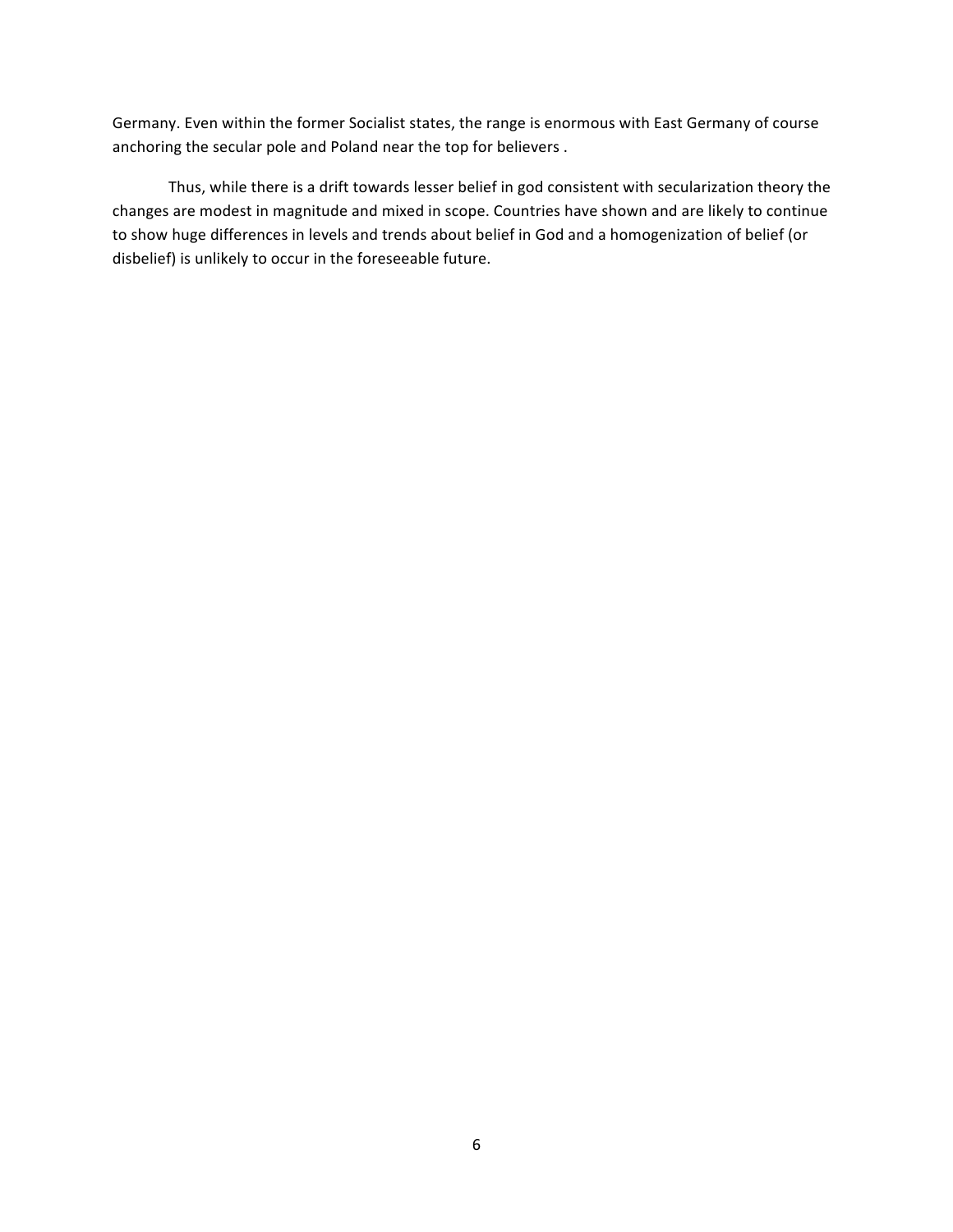Germany. Even within the former Socialist states, the range is enormous with East Germany of course anchoring the secular pole and Poland near the top for believers .

Thus, while there is a drift towards lesser belief in god consistent with secularization theory the changes are modest in magnitude and mixed in scope. Countries have shown and are likely to continue to show huge differences in levels and trends about belief in God and a homogenization of belief (or disbelief) is unlikely to occur in the foreseeable future.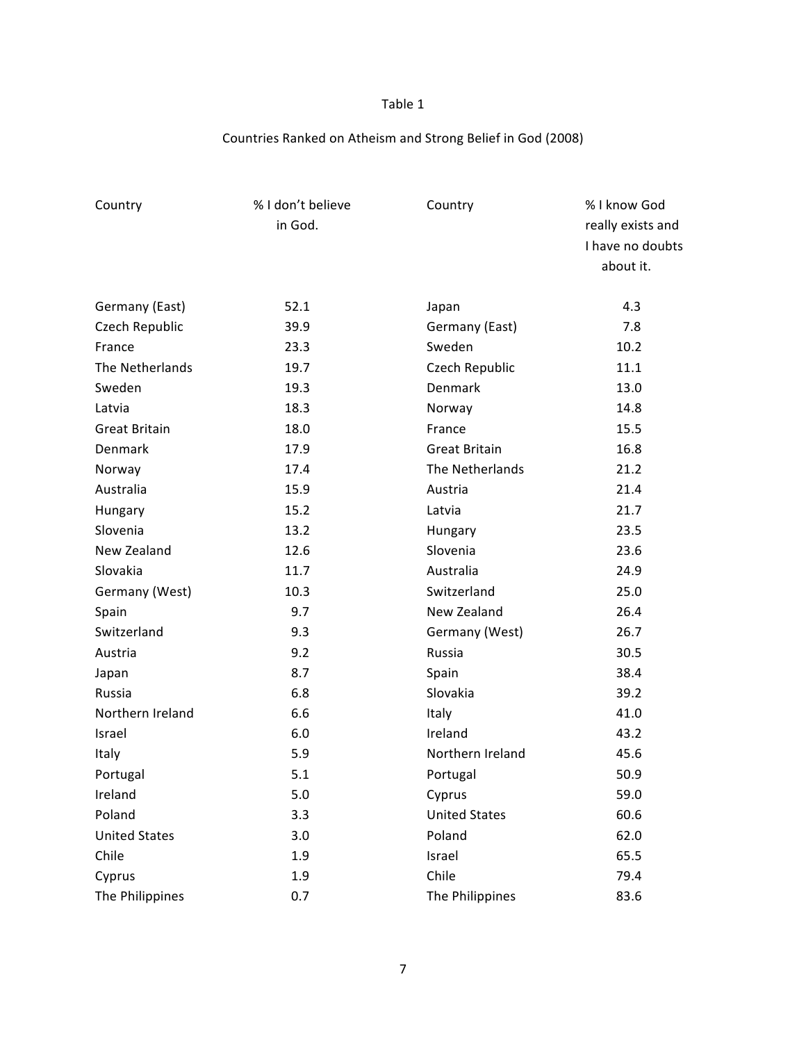Table 1

Countries Ranked on Atheism and Strong Belief in God (2008)

| Country | % I don't believe in God. | Country | % I know God really exists and I have no doubts about it. |
|---|---|---|---|
| Germany (East) | 52.1 | Japan | 4.3 |
| Czech Republic | 39.9 | Germany (East) | 7.8 |
| France | 23.3 | Sweden | 10.2 |
| The Netherlands | 19.7 | Czech Republic | 11.1 |
| Sweden | 19.3 | Denmark | 13.0 |
| Latvia | 18.3 | Norway | 14.8 |
| Great Britain | 18.0 | France | 15.5 |
| Denmark | 17.9 | Great Britain | 16.8 |
| Norway | 17.4 | The Netherlands | 21.2 |
| Australia | 15.9 | Austria | 21.4 |
| Hungary | 15.2 | Latvia | 21.7 |
| Slovenia | 13.2 | Hungary | 23.5 |
| New Zealand | 12.6 | Slovenia | 23.6 |
| Slovakia | 11.7 | Australia | 24.9 |
| Germany (West) | 10.3 | Switzerland | 25.0 |
| Spain | 9.7 | New Zealand | 26.4 |
| Switzerland | 9.3 | Germany (West) | 26.7 |
| Austria | 9.2 | Russia | 30.5 |
| Japan | 8.7 | Spain | 38.4 |
| Russia | 6.8 | Slovakia | 39.2 |
| Northern Ireland | 6.6 | Italy | 41.0 |
| Israel | 6.0 | Ireland | 43.2 |
| Italy | 5.9 | Northern Ireland | 45.6 |
| Portugal | 5.1 | Portugal | 50.9 |
| Ireland | 5.0 | Cyprus | 59.0 |
| Poland | 3.3 | United States | 60.6 |
| United States | 3.0 | Poland | 62.0 |
| Chile | 1.9 | Israel | 65.5 |
| Cyprus | 1.9 | Chile | 79.4 |
| The Philippines | 0.7 | The Philippines | 83.6 |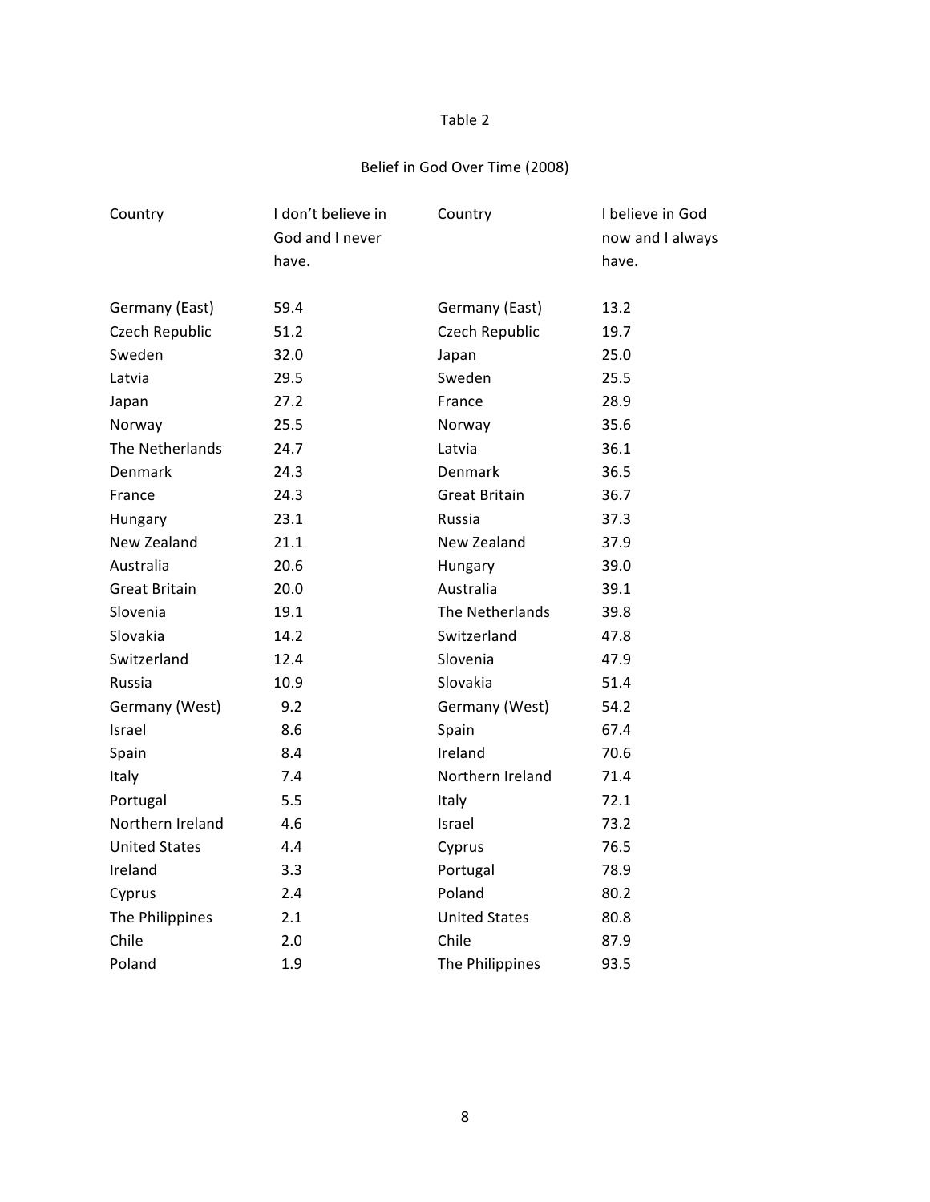Table 2

Belief in God Over Time (2008)

| Country | I don't believe in God and I never have. | Country | I believe in God now and I always have. |
|---|---|---|---|
| Germany (East) | 59.4 | Germany (East) | 13.2 |
| Czech Republic | 51.2 | Czech Republic | 19.7 |
| Sweden | 32.0 | Japan | 25.0 |
| Latvia | 29.5 | Sweden | 25.5 |
| Japan | 27.2 | France | 28.9 |
| Norway | 25.5 | Norway | 35.6 |
| The Netherlands | 24.7 | Latvia | 36.1 |
| Denmark | 24.3 | Denmark | 36.5 |
| France | 24.3 | Great Britain | 36.7 |
| Hungary | 23.1 | Russia | 37.3 |
| New Zealand | 21.1 | New Zealand | 37.9 |
| Australia | 20.6 | Hungary | 39.0 |
| Great Britain | 20.0 | Australia | 39.1 |
| Slovenia | 19.1 | The Netherlands | 39.8 |
| Slovakia | 14.2 | Switzerland | 47.8 |
| Switzerland | 12.4 | Slovenia | 47.9 |
| Russia | 10.9 | Slovakia | 51.4 |
| Germany (West) | 9.2 | Germany (West) | 54.2 |
| Israel | 8.6 | Spain | 67.4 |
| Spain | 8.4 | Ireland | 70.6 |
| Italy | 7.4 | Northern Ireland | 71.4 |
| Portugal | 5.5 | Italy | 72.1 |
| Northern Ireland | 4.6 | Israel | 73.2 |
| United States | 4.4 | Cyprus | 76.5 |
| Ireland | 3.3 | Portugal | 78.9 |
| Cyprus | 2.4 | Poland | 80.2 |
| The Philippines | 2.1 | United States | 80.8 |
| Chile | 2.0 | Chile | 87.9 |
| Poland | 1.9 | The Philippines | 93.5 |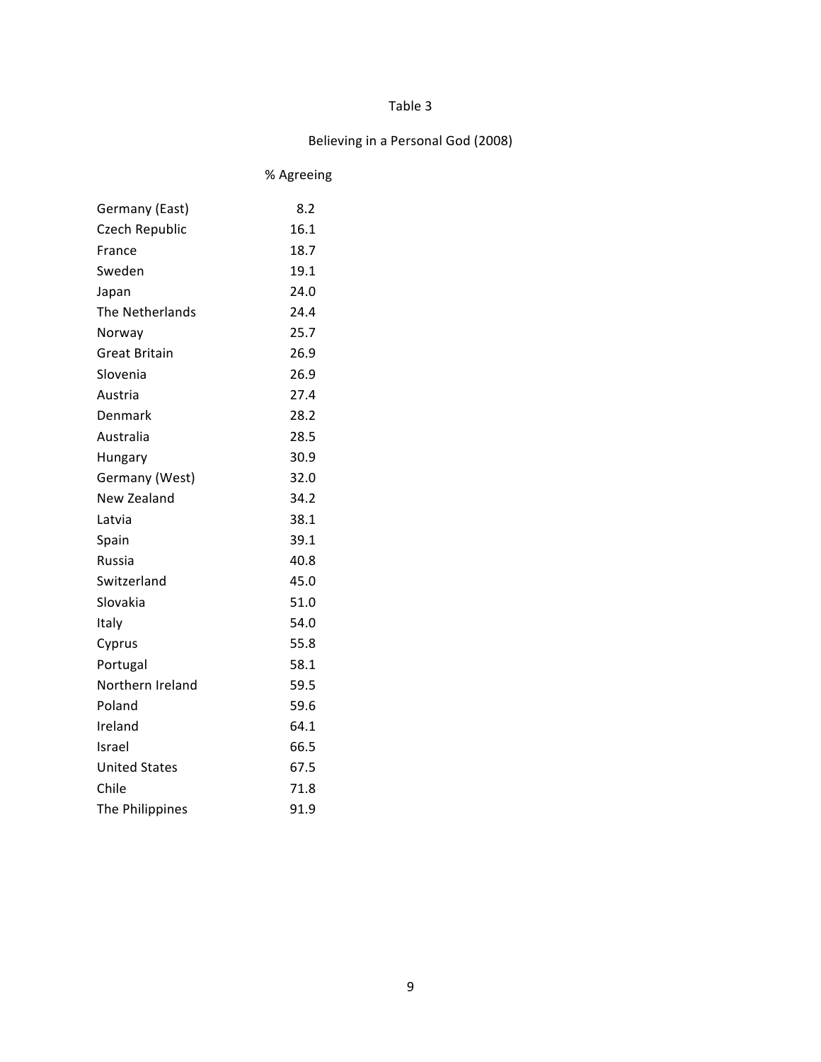Table 3

Believing in a Personal God (2008)

| | % Agreeing |
|---|---|
| Germany (East) | 8.2 |
| Czech Republic | 16.1 |
| France | 18.7 |
| Sweden | 19.1 |
| Japan | 24.0 |
| The Netherlands | 24.4 |
| Norway | 25.7 |
| Great Britain | 26.9 |
| Slovenia | 26.9 |
| Austria | 27.4 |
| Denmark | 28.2 |
| Australia | 28.5 |
| Hungary | 30.9 |
| Germany (West) | 32.0 |
| New Zealand | 34.2 |
| Latvia | 38.1 |
| Spain | 39.1 |
| Russia | 40.8 |
| Switzerland | 45.0 |
| Slovakia | 51.0 |
| Italy | 54.0 |
| Cyprus | 55.8 |
| Portugal | 58.1 |
| Northern Ireland | 59.5 |
| Poland | 59.6 |
| Ireland | 64.1 |
| Israel | 66.5 |
| United States | 67.5 |
| Chile | 71.8 |
| The Philippines | 91.9 |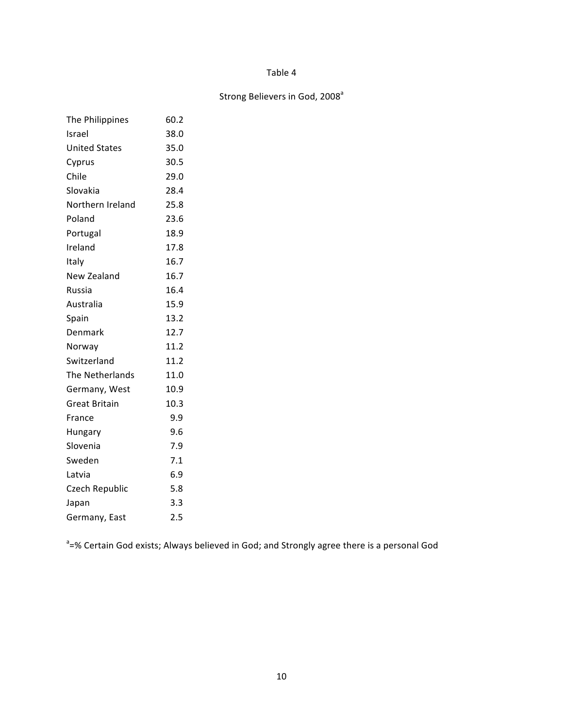Table 4

Strong Believers in God, 2008[a]

| Country | % |
|---|---|
| The Philippines | 60.2 |
| Israel | 38.0 |
| United States | 35.0 |
| Cyprus | 30.5 |
| Chile | 29.0 |
| Slovakia | 28.4 |
| Northern Ireland | 25.8 |
| Poland | 23.6 |
| Portugal | 18.9 |
| Ireland | 17.8 |
| Italy | 16.7 |
| New Zealand | 16.7 |
| Russia | 16.4 |
| Australia | 15.9 |
| Spain | 13.2 |
| Denmark | 12.7 |
| Norway | 11.2 |
| Switzerland | 11.2 |
| The Netherlands | 11.0 |
| Germany, West | 10.9 |
| Great Britain | 10.3 |
| France | 9.9 |
| Hungary | 9.6 |
| Slovenia | 7.9 |
| Sweden | 7.1 |
| Latvia | 6.9 |
| Czech Republic | 5.8 |
| Japan | 3.3 |
| Germany, East | 2.5 |

[a]=% Certain God exists; Always believed in God; and Strongly agree there is a personal God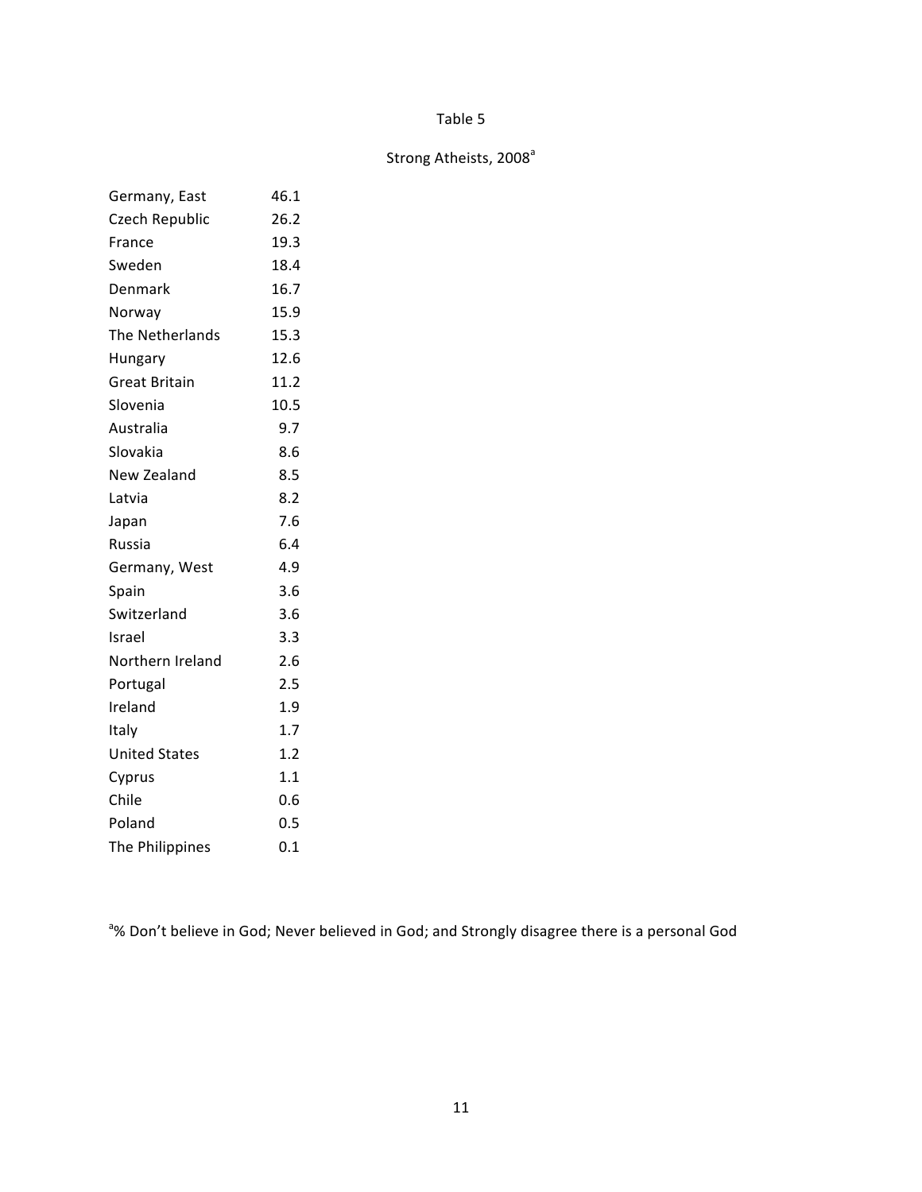Table 5

Strong Atheists, 2008[a]

| Country | % |
|---|---|
| Germany, East | 46.1 |
| Czech Republic | 26.2 |
| France | 19.3 |
| Sweden | 18.4 |
| Denmark | 16.7 |
| Norway | 15.9 |
| The Netherlands | 15.3 |
| Hungary | 12.6 |
| Great Britain | 11.2 |
| Slovenia | 10.5 |
| Australia | 9.7 |
| Slovakia | 8.6 |
| New Zealand | 8.5 |
| Latvia | 8.2 |
| Japan | 7.6 |
| Russia | 6.4 |
| Germany, West | 4.9 |
| Spain | 3.6 |
| Switzerland | 3.6 |
| Israel | 3.3 |
| Northern Ireland | 2.6 |
| Portugal | 2.5 |
| Ireland | 1.9 |
| Italy | 1.7 |
| United States | 1.2 |
| Cyprus | 1.1 |
| Chile | 0.6 |
| Poland | 0.5 |
| The Philippines | 0.1 |

[a]% Don't believe in God; Never believed in God; and Strongly disagree there is a personal God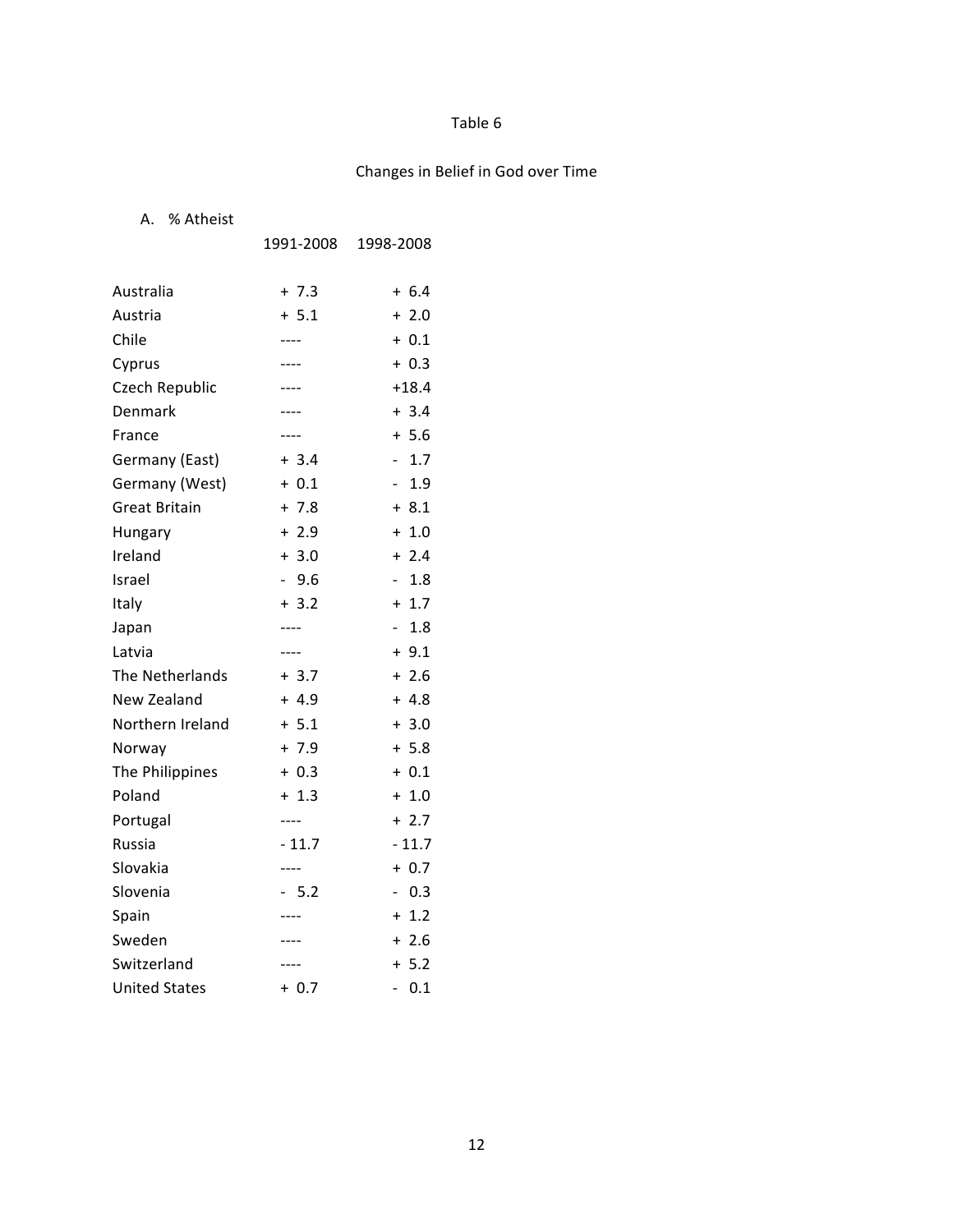Table 6

Changes in Belief in God over Time

A. % Atheist

| | 1991-2008 | 1998-2008 |
|---|---|---|
| Australia | + 7.3 | + 6.4 |
| Austria | + 5.1 | + 2.0 |
| Chile | ---- | + 0.1 |
| Cyprus | ---- | + 0.3 |
| Czech Republic | ---- | +18.4 |
| Denmark | ---- | + 3.4 |
| France | ---- | + 5.6 |
| Germany (East) | + 3.4 | - 1.7 |
| Germany (West) | + 0.1 | - 1.9 |
| Great Britain | + 7.8 | + 8.1 |
| Hungary | + 2.9 | + 1.0 |
| Ireland | + 3.0 | + 2.4 |
| Israel | - 9.6 | - 1.8 |
| Italy | + 3.2 | + 1.7 |
| Japan | ---- | - 1.8 |
| Latvia | ---- | + 9.1 |
| The Netherlands | + 3.7 | + 2.6 |
| New Zealand | + 4.9 | + 4.8 |
| Northern Ireland | + 5.1 | + 3.0 |
| Norway | + 7.9 | + 5.8 |
| The Philippines | + 0.3 | + 0.1 |
| Poland | + 1.3 | + 1.0 |
| Portugal | ---- | + 2.7 |
| Russia | - 11.7 | - 11.7 |
| Slovakia | ---- | + 0.7 |
| Slovenia | - 5.2 | - 0.3 |
| Spain | ---- | + 1.2 |
| Sweden | ---- | + 2.6 |
| Switzerland | ---- | + 5.2 |
| United States | + 0.7 | - 0.1 |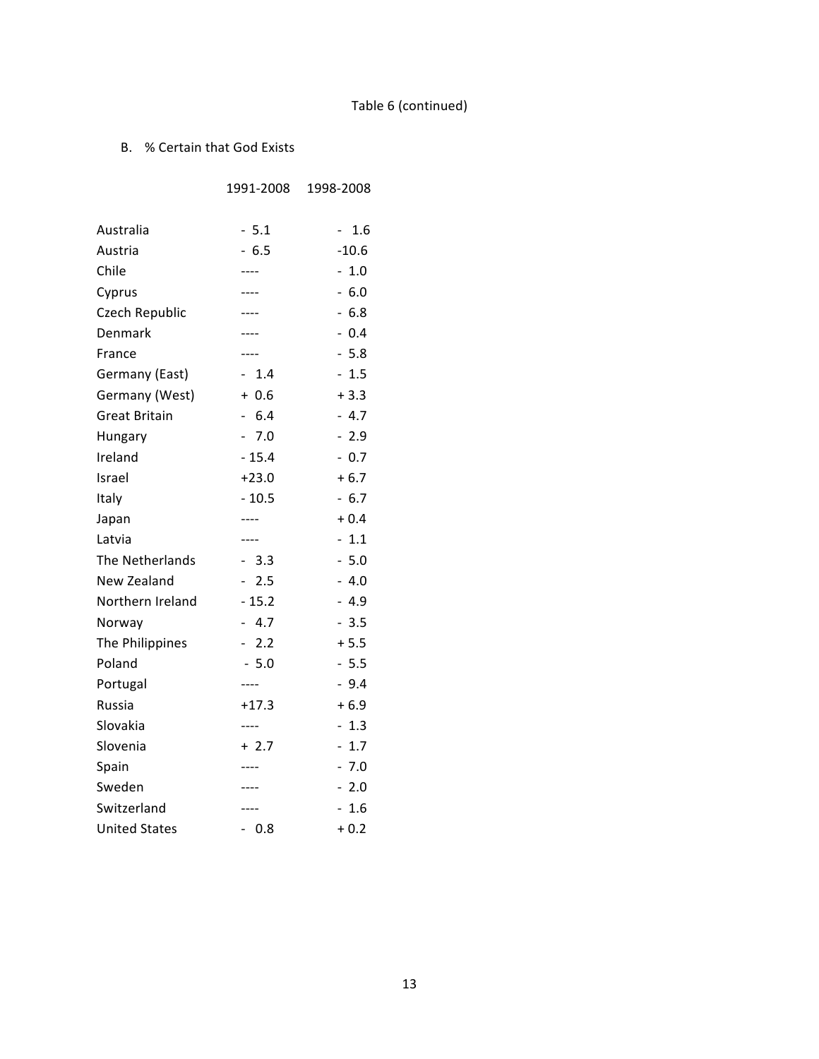Table 6 (continued)

B. % Certain that God Exists

| | 1991-2008 | 1998-2008 |
|---|---|---|
| Australia | - 5.1 | - 1.6 |
| Austria | - 6.5 | -10.6 |
| Chile | ---- | - 1.0 |
| Cyprus | ---- | - 6.0 |
| Czech Republic | ---- | - 6.8 |
| Denmark | ---- | - 0.4 |
| France | ---- | - 5.8 |
| Germany (East) | - 1.4 | - 1.5 |
| Germany (West) | + 0.6 | + 3.3 |
| Great Britain | - 6.4 | - 4.7 |
| Hungary | - 7.0 | - 2.9 |
| Ireland | - 15.4 | - 0.7 |
| Israel | +23.0 | + 6.7 |
| Italy | - 10.5 | - 6.7 |
| Japan | ---- | + 0.4 |
| Latvia | ---- | - 1.1 |
| The Netherlands | - 3.3 | - 5.0 |
| New Zealand | - 2.5 | - 4.0 |
| Northern Ireland | - 15.2 | - 4.9 |
| Norway | - 4.7 | - 3.5 |
| The Philippines | - 2.2 | + 5.5 |
| Poland | - 5.0 | - 5.5 |
| Portugal | ---- | - 9.4 |
| Russia | +17.3 | + 6.9 |
| Slovakia | ---- | - 1.3 |
| Slovenia | + 2.7 | - 1.7 |
| Spain | ---- | - 7.0 |
| Sweden | ---- | - 2.0 |
| Switzerland | ---- | - 1.6 |
| United States | - 0.8 | + 0.2 |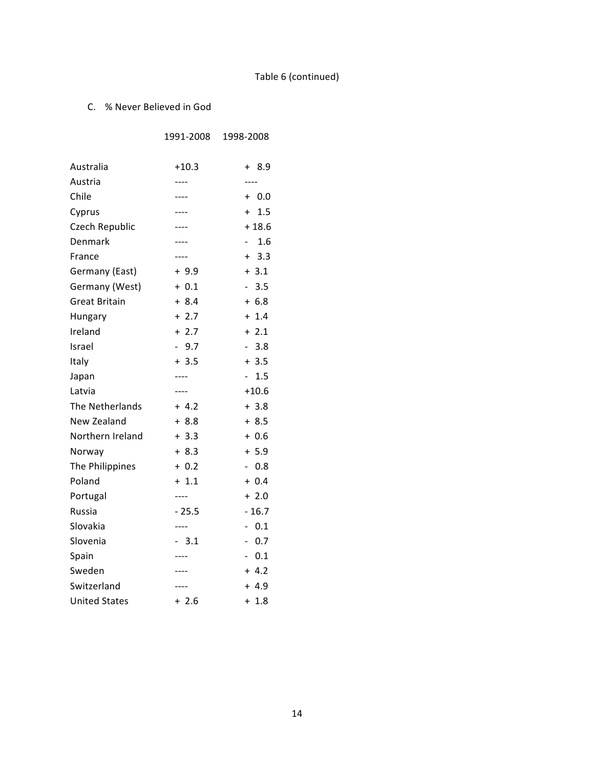Table 6 (continued)

C. % Never Believed in God

| | 1991-2008 | 1998-2008 |
|---|---|---|
| Australia | +10.3 | + 8.9 |
| Austria | ---- | ---- |
| Chile | ---- | + 0.0 |
| Cyprus | ---- | + 1.5 |
| Czech Republic | ---- | + 18.6 |
| Denmark | ---- | - 1.6 |
| France | ---- | + 3.3 |
| Germany (East) | + 9.9 | + 3.1 |
| Germany (West) | + 0.1 | - 3.5 |
| Great Britain | + 8.4 | + 6.8 |
| Hungary | + 2.7 | + 1.4 |
| Ireland | + 2.7 | + 2.1 |
| Israel | - 9.7 | - 3.8 |
| Italy | + 3.5 | + 3.5 |
| Japan | ---- | - 1.5 |
| Latvia | ---- | +10.6 |
| The Netherlands | + 4.2 | + 3.8 |
| New Zealand | + 8.8 | + 8.5 |
| Northern Ireland | + 3.3 | + 0.6 |
| Norway | + 8.3 | + 5.9 |
| The Philippines | + 0.2 | - 0.8 |
| Poland | + 1.1 | + 0.4 |
| Portugal | ---- | + 2.0 |
| Russia | - 25.5 | - 16.7 |
| Slovakia | ---- | - 0.1 |
| Slovenia | - 3.1 | - 0.7 |
| Spain | ---- | - 0.1 |
| Sweden | ---- | + 4.2 |
| Switzerland | ---- | + 4.9 |
| United States | + 2.6 | + 1.8 |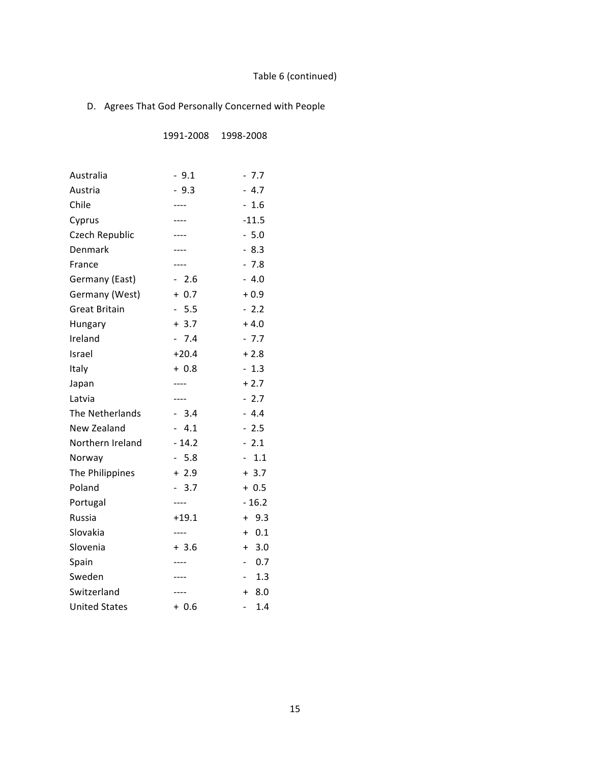Table 6 (continued)

D. Agrees That God Personally Concerned with People

| | 1991-2008 | 1998-2008 |
|---|---|---|
| Australia | - 9.1 | - 7.7 |
| Austria | - 9.3 | - 4.7 |
| Chile | ---- | - 1.6 |
| Cyprus | ---- | -11.5 |
| Czech Republic | ---- | - 5.0 |
| Denmark | ---- | - 8.3 |
| France | ---- | - 7.8 |
| Germany (East) | - 2.6 | - 4.0 |
| Germany (West) | + 0.7 | + 0.9 |
| Great Britain | - 5.5 | - 2.2 |
| Hungary | + 3.7 | + 4.0 |
| Ireland | - 7.4 | - 7.7 |
| Israel | +20.4 | + 2.8 |
| Italy | + 0.8 | - 1.3 |
| Japan | ---- | + 2.7 |
| Latvia | ---- | - 2.7 |
| The Netherlands | - 3.4 | - 4.4 |
| New Zealand | - 4.1 | - 2.5 |
| Northern Ireland | - 14.2 | - 2.1 |
| Norway | - 5.8 | - 1.1 |
| The Philippines | + 2.9 | + 3.7 |
| Poland | - 3.7 | + 0.5 |
| Portugal | ---- | - 16.2 |
| Russia | +19.1 | + 9.3 |
| Slovakia | ---- | + 0.1 |
| Slovenia | + 3.6 | + 3.0 |
| Spain | ---- | - 0.7 |
| Sweden | ---- | - 1.3 |
| Switzerland | ---- | + 8.0 |
| United States | + 0.6 | - 1.4 |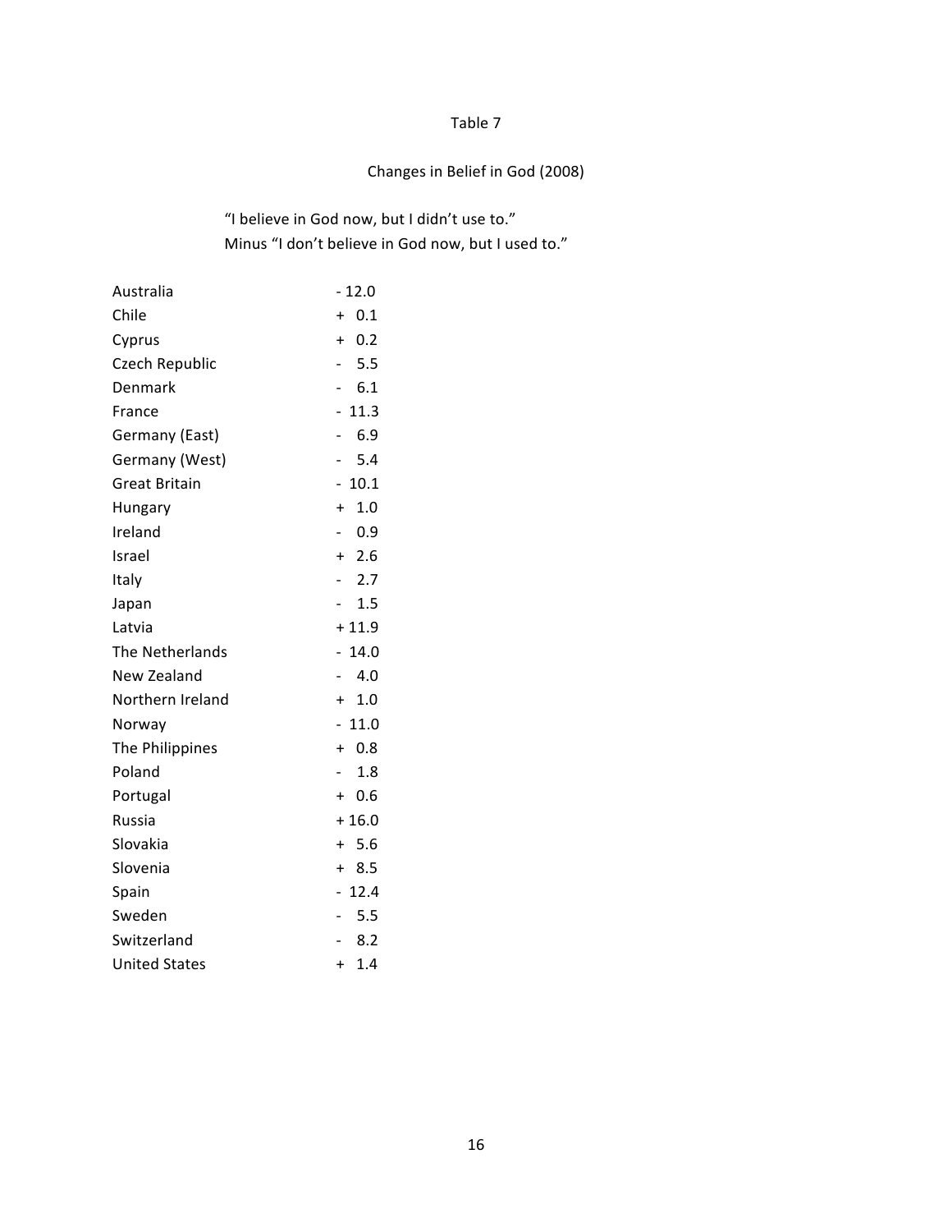Table 7

Changes in Belief in God (2008)

"I believe in God now, but I didn't use to."
Minus "I don't believe in God now, but I used to."

| Country | Change |
|---|---|
| Australia | - 12.0 |
| Chile | + 0.1 |
| Cyprus | + 0.2 |
| Czech Republic | - 5.5 |
| Denmark | - 6.1 |
| France | - 11.3 |
| Germany (East) | - 6.9 |
| Germany (West) | - 5.4 |
| Great Britain | - 10.1 |
| Hungary | + 1.0 |
| Ireland | - 0.9 |
| Israel | + 2.6 |
| Italy | - 2.7 |
| Japan | - 1.5 |
| Latvia | + 11.9 |
| The Netherlands | - 14.0 |
| New Zealand | - 4.0 |
| Northern Ireland | + 1.0 |
| Norway | - 11.0 |
| The Philippines | + 0.8 |
| Poland | - 1.8 |
| Portugal | + 0.6 |
| Russia | + 16.0 |
| Slovakia | + 5.6 |
| Slovenia | + 8.5 |
| Spain | - 12.4 |
| Sweden | - 5.5 |
| Switzerland | - 8.2 |
| United States | + 1.4 |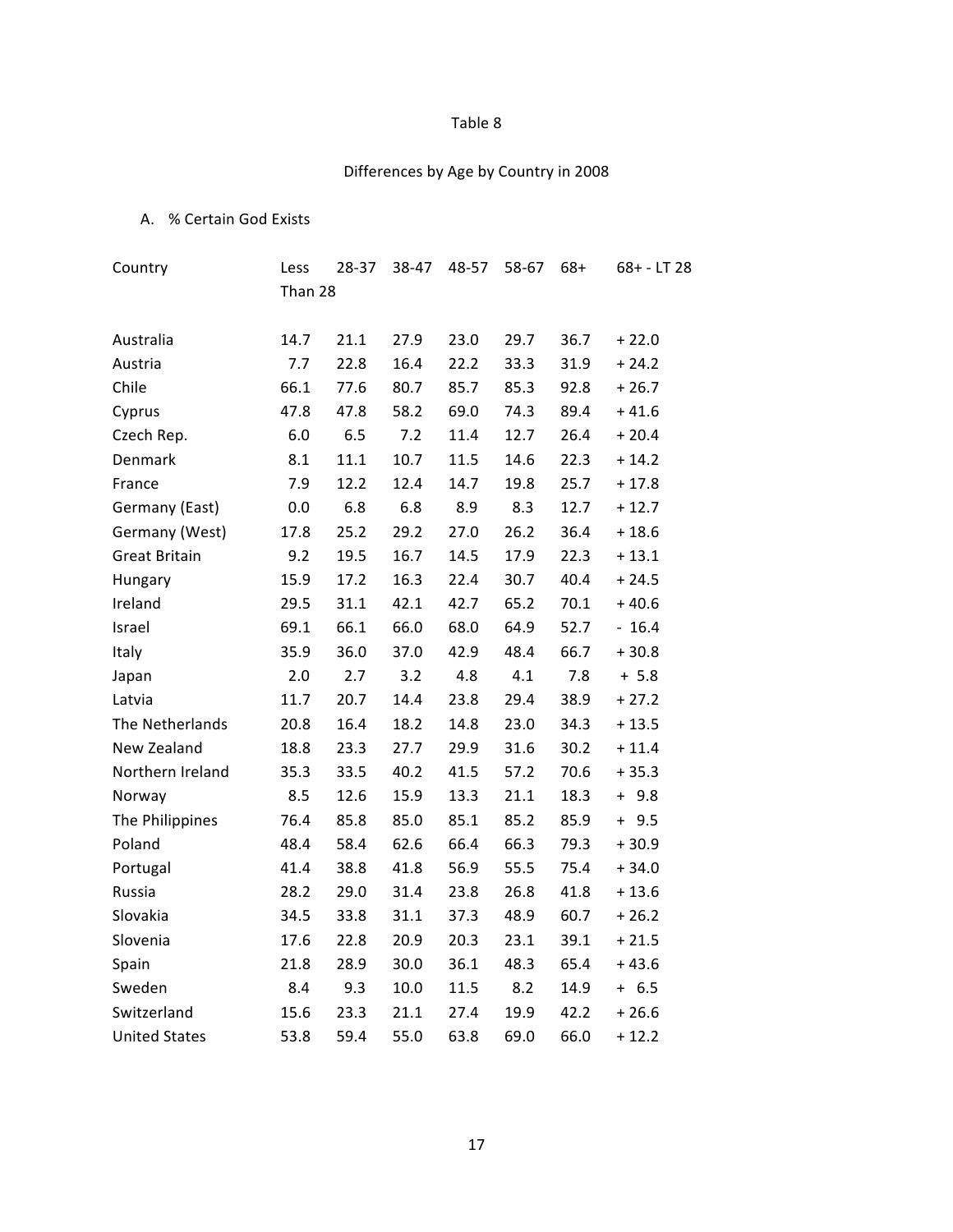Table 8

Differences by Age by Country in 2008

A. % Certain God Exists

| Country | Less Than 28 | 28-37 | 38-47 | 48-57 | 58-67 | 68+ | 68+ - LT 28 |
|---|---|---|---|---|---|---|---|
| Australia | 14.7 | 21.1 | 27.9 | 23.0 | 29.7 | 36.7 | + 22.0 |
| Austria | 7.7 | 22.8 | 16.4 | 22.2 | 33.3 | 31.9 | + 24.2 |
| Chile | 66.1 | 77.6 | 80.7 | 85.7 | 85.3 | 92.8 | + 26.7 |
| Cyprus | 47.8 | 47.8 | 58.2 | 69.0 | 74.3 | 89.4 | + 41.6 |
| Czech Rep. | 6.0 | 6.5 | 7.2 | 11.4 | 12.7 | 26.4 | + 20.4 |
| Denmark | 8.1 | 11.1 | 10.7 | 11.5 | 14.6 | 22.3 | + 14.2 |
| France | 7.9 | 12.2 | 12.4 | 14.7 | 19.8 | 25.7 | + 17.8 |
| Germany (East) | 0.0 | 6.8 | 6.8 | 8.9 | 8.3 | 12.7 | + 12.7 |
| Germany (West) | 17.8 | 25.2 | 29.2 | 27.0 | 26.2 | 36.4 | + 18.6 |
| Great Britain | 9.2 | 19.5 | 16.7 | 14.5 | 17.9 | 22.3 | + 13.1 |
| Hungary | 15.9 | 17.2 | 16.3 | 22.4 | 30.7 | 40.4 | + 24.5 |
| Ireland | 29.5 | 31.1 | 42.1 | 42.7 | 65.2 | 70.1 | + 40.6 |
| Israel | 69.1 | 66.1 | 66.0 | 68.0 | 64.9 | 52.7 | - 16.4 |
| Italy | 35.9 | 36.0 | 37.0 | 42.9 | 48.4 | 66.7 | + 30.8 |
| Japan | 2.0 | 2.7 | 3.2 | 4.8 | 4.1 | 7.8 | + 5.8 |
| Latvia | 11.7 | 20.7 | 14.4 | 23.8 | 29.4 | 38.9 | + 27.2 |
| The Netherlands | 20.8 | 16.4 | 18.2 | 14.8 | 23.0 | 34.3 | + 13.5 |
| New Zealand | 18.8 | 23.3 | 27.7 | 29.9 | 31.6 | 30.2 | + 11.4 |
| Northern Ireland | 35.3 | 33.5 | 40.2 | 41.5 | 57.2 | 70.6 | + 35.3 |
| Norway | 8.5 | 12.6 | 15.9 | 13.3 | 21.1 | 18.3 | + 9.8 |
| The Philippines | 76.4 | 85.8 | 85.0 | 85.1 | 85.2 | 85.9 | + 9.5 |
| Poland | 48.4 | 58.4 | 62.6 | 66.4 | 66.3 | 79.3 | + 30.9 |
| Portugal | 41.4 | 38.8 | 41.8 | 56.9 | 55.5 | 75.4 | + 34.0 |
| Russia | 28.2 | 29.0 | 31.4 | 23.8 | 26.8 | 41.8 | + 13.6 |
| Slovakia | 34.5 | 33.8 | 31.1 | 37.3 | 48.9 | 60.7 | + 26.2 |
| Slovenia | 17.6 | 22.8 | 20.9 | 20.3 | 23.1 | 39.1 | + 21.5 |
| Spain | 21.8 | 28.9 | 30.0 | 36.1 | 48.3 | 65.4 | + 43.6 |
| Sweden | 8.4 | 9.3 | 10.0 | 11.5 | 8.2 | 14.9 | + 6.5 |
| Switzerland | 15.6 | 23.3 | 21.1 | 27.4 | 19.9 | 42.2 | + 26.6 |
| United States | 53.8 | 59.4 | 55.0 | 63.8 | 69.0 | 66.0 | + 12.2 |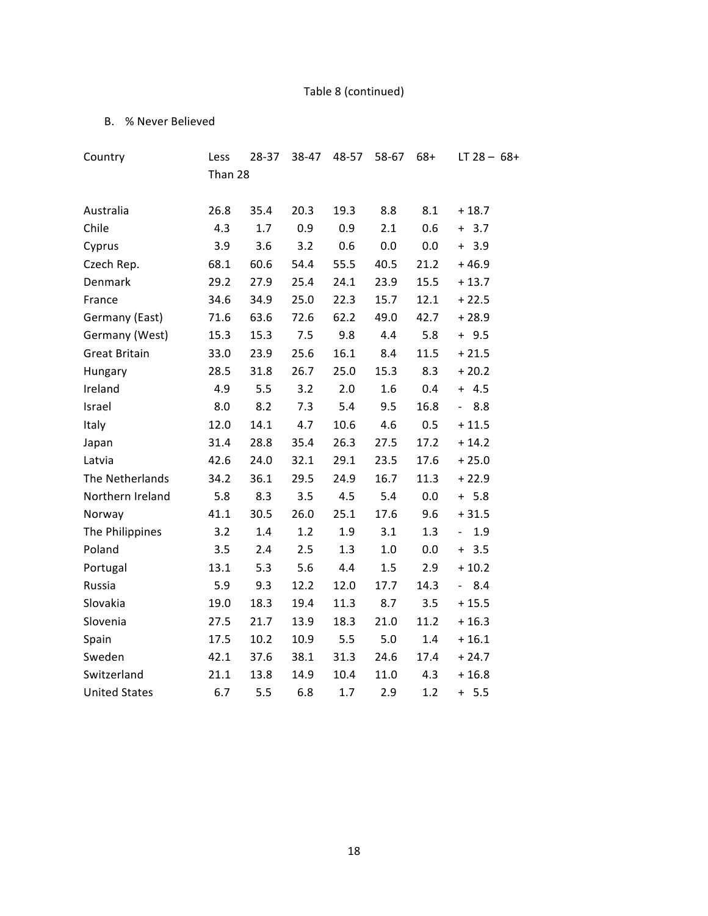Table 8 (continued)

B. % Never Believed

| Country | Less Than 28 | 28-37 | 38-47 | 48-57 | 58-67 | 68+ | LT 28 – 68+ |
|---|---|---|---|---|---|---|---|
| Australia | 26.8 | 35.4 | 20.3 | 19.3 | 8.8 | 8.1 | + 18.7 |
| Chile | 4.3 | 1.7 | 0.9 | 0.9 | 2.1 | 0.6 | + 3.7 |
| Cyprus | 3.9 | 3.6 | 3.2 | 0.6 | 0.0 | 0.0 | + 3.9 |
| Czech Rep. | 68.1 | 60.6 | 54.4 | 55.5 | 40.5 | 21.2 | + 46.9 |
| Denmark | 29.2 | 27.9 | 25.4 | 24.1 | 23.9 | 15.5 | + 13.7 |
| France | 34.6 | 34.9 | 25.0 | 22.3 | 15.7 | 12.1 | + 22.5 |
| Germany (East) | 71.6 | 63.6 | 72.6 | 62.2 | 49.0 | 42.7 | + 28.9 |
| Germany (West) | 15.3 | 15.3 | 7.5 | 9.8 | 4.4 | 5.8 | + 9.5 |
| Great Britain | 33.0 | 23.9 | 25.6 | 16.1 | 8.4 | 11.5 | + 21.5 |
| Hungary | 28.5 | 31.8 | 26.7 | 25.0 | 15.3 | 8.3 | + 20.2 |
| Ireland | 4.9 | 5.5 | 3.2 | 2.0 | 1.6 | 0.4 | + 4.5 |
| Israel | 8.0 | 8.2 | 7.3 | 5.4 | 9.5 | 16.8 | - 8.8 |
| Italy | 12.0 | 14.1 | 4.7 | 10.6 | 4.6 | 0.5 | + 11.5 |
| Japan | 31.4 | 28.8 | 35.4 | 26.3 | 27.5 | 17.2 | + 14.2 |
| Latvia | 42.6 | 24.0 | 32.1 | 29.1 | 23.5 | 17.6 | + 25.0 |
| The Netherlands | 34.2 | 36.1 | 29.5 | 24.9 | 16.7 | 11.3 | + 22.9 |
| Northern Ireland | 5.8 | 8.3 | 3.5 | 4.5 | 5.4 | 0.0 | + 5.8 |
| Norway | 41.1 | 30.5 | 26.0 | 25.1 | 17.6 | 9.6 | + 31.5 |
| The Philippines | 3.2 | 1.4 | 1.2 | 1.9 | 3.1 | 1.3 | - 1.9 |
| Poland | 3.5 | 2.4 | 2.5 | 1.3 | 1.0 | 0.0 | + 3.5 |
| Portugal | 13.1 | 5.3 | 5.6 | 4.4 | 1.5 | 2.9 | + 10.2 |
| Russia | 5.9 | 9.3 | 12.2 | 12.0 | 17.7 | 14.3 | - 8.4 |
| Slovakia | 19.0 | 18.3 | 19.4 | 11.3 | 8.7 | 3.5 | + 15.5 |
| Slovenia | 27.5 | 21.7 | 13.9 | 18.3 | 21.0 | 11.2 | + 16.3 |
| Spain | 17.5 | 10.2 | 10.9 | 5.5 | 5.0 | 1.4 | + 16.1 |
| Sweden | 42.1 | 37.6 | 38.1 | 31.3 | 24.6 | 17.4 | + 24.7 |
| Switzerland | 21.1 | 13.8 | 14.9 | 10.4 | 11.0 | 4.3 | + 16.8 |
| United States | 6.7 | 5.5 | 6.8 | 1.7 | 2.9 | 1.2 | + 5.5 |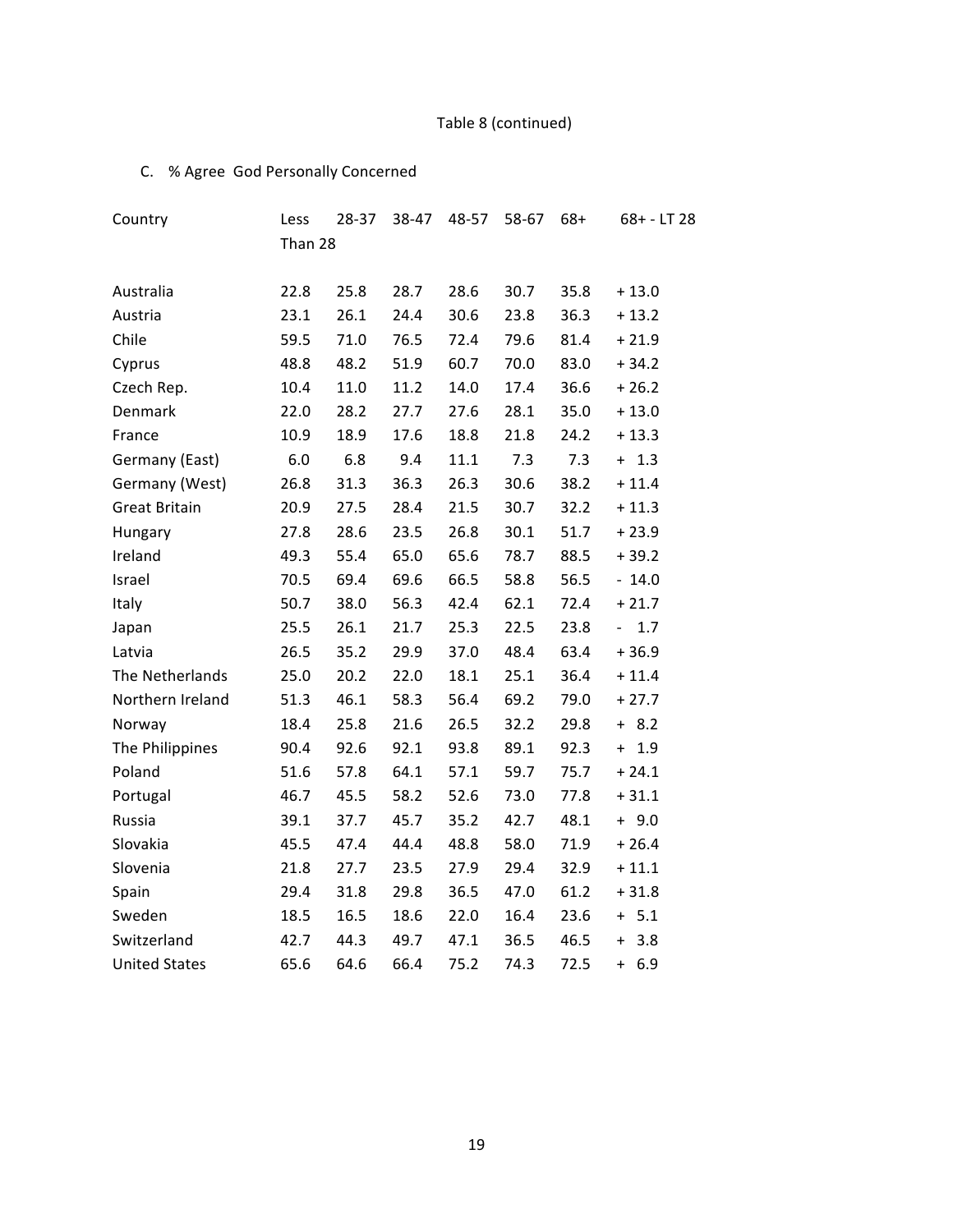Table 8 (continued)

C. % Agree God Personally Concerned

| Country | Less Than 28 | 28-37 | 38-47 | 48-57 | 58-67 | 68+ | 68+ - LT 28 |
|---|---|---|---|---|---|---|---|
| Australia | 22.8 | 25.8 | 28.7 | 28.6 | 30.7 | 35.8 | + 13.0 |
| Austria | 23.1 | 26.1 | 24.4 | 30.6 | 23.8 | 36.3 | + 13.2 |
| Chile | 59.5 | 71.0 | 76.5 | 72.4 | 79.6 | 81.4 | + 21.9 |
| Cyprus | 48.8 | 48.2 | 51.9 | 60.7 | 70.0 | 83.0 | + 34.2 |
| Czech Rep. | 10.4 | 11.0 | 11.2 | 14.0 | 17.4 | 36.6 | + 26.2 |
| Denmark | 22.0 | 28.2 | 27.7 | 27.6 | 28.1 | 35.0 | + 13.0 |
| France | 10.9 | 18.9 | 17.6 | 18.8 | 21.8 | 24.2 | + 13.3 |
| Germany (East) | 6.0 | 6.8 | 9.4 | 11.1 | 7.3 | 7.3 | + 1.3 |
| Germany (West) | 26.8 | 31.3 | 36.3 | 26.3 | 30.6 | 38.2 | + 11.4 |
| Great Britain | 20.9 | 27.5 | 28.4 | 21.5 | 30.7 | 32.2 | + 11.3 |
| Hungary | 27.8 | 28.6 | 23.5 | 26.8 | 30.1 | 51.7 | + 23.9 |
| Ireland | 49.3 | 55.4 | 65.0 | 65.6 | 78.7 | 88.5 | + 39.2 |
| Israel | 70.5 | 69.4 | 69.6 | 66.5 | 58.8 | 56.5 | - 14.0 |
| Italy | 50.7 | 38.0 | 56.3 | 42.4 | 62.1 | 72.4 | + 21.7 |
| Japan | 25.5 | 26.1 | 21.7 | 25.3 | 22.5 | 23.8 | - 1.7 |
| Latvia | 26.5 | 35.2 | 29.9 | 37.0 | 48.4 | 63.4 | + 36.9 |
| The Netherlands | 25.0 | 20.2 | 22.0 | 18.1 | 25.1 | 36.4 | + 11.4 |
| Northern Ireland | 51.3 | 46.1 | 58.3 | 56.4 | 69.2 | 79.0 | + 27.7 |
| Norway | 18.4 | 25.8 | 21.6 | 26.5 | 32.2 | 29.8 | + 8.2 |
| The Philippines | 90.4 | 92.6 | 92.1 | 93.8 | 89.1 | 92.3 | + 1.9 |
| Poland | 51.6 | 57.8 | 64.1 | 57.1 | 59.7 | 75.7 | + 24.1 |
| Portugal | 46.7 | 45.5 | 58.2 | 52.6 | 73.0 | 77.8 | + 31.1 |
| Russia | 39.1 | 37.7 | 45.7 | 35.2 | 42.7 | 48.1 | + 9.0 |
| Slovakia | 45.5 | 47.4 | 44.4 | 48.8 | 58.0 | 71.9 | + 26.4 |
| Slovenia | 21.8 | 27.7 | 23.5 | 27.9 | 29.4 | 32.9 | + 11.1 |
| Spain | 29.4 | 31.8 | 29.8 | 36.5 | 47.0 | 61.2 | + 31.8 |
| Sweden | 18.5 | 16.5 | 18.6 | 22.0 | 16.4 | 23.6 | + 5.1 |
| Switzerland | 42.7 | 44.3 | 49.7 | 47.1 | 36.5 | 46.5 | + 3.8 |
| United States | 65.6 | 64.6 | 66.4 | 75.2 | 74.3 | 72.5 | + 6.9 |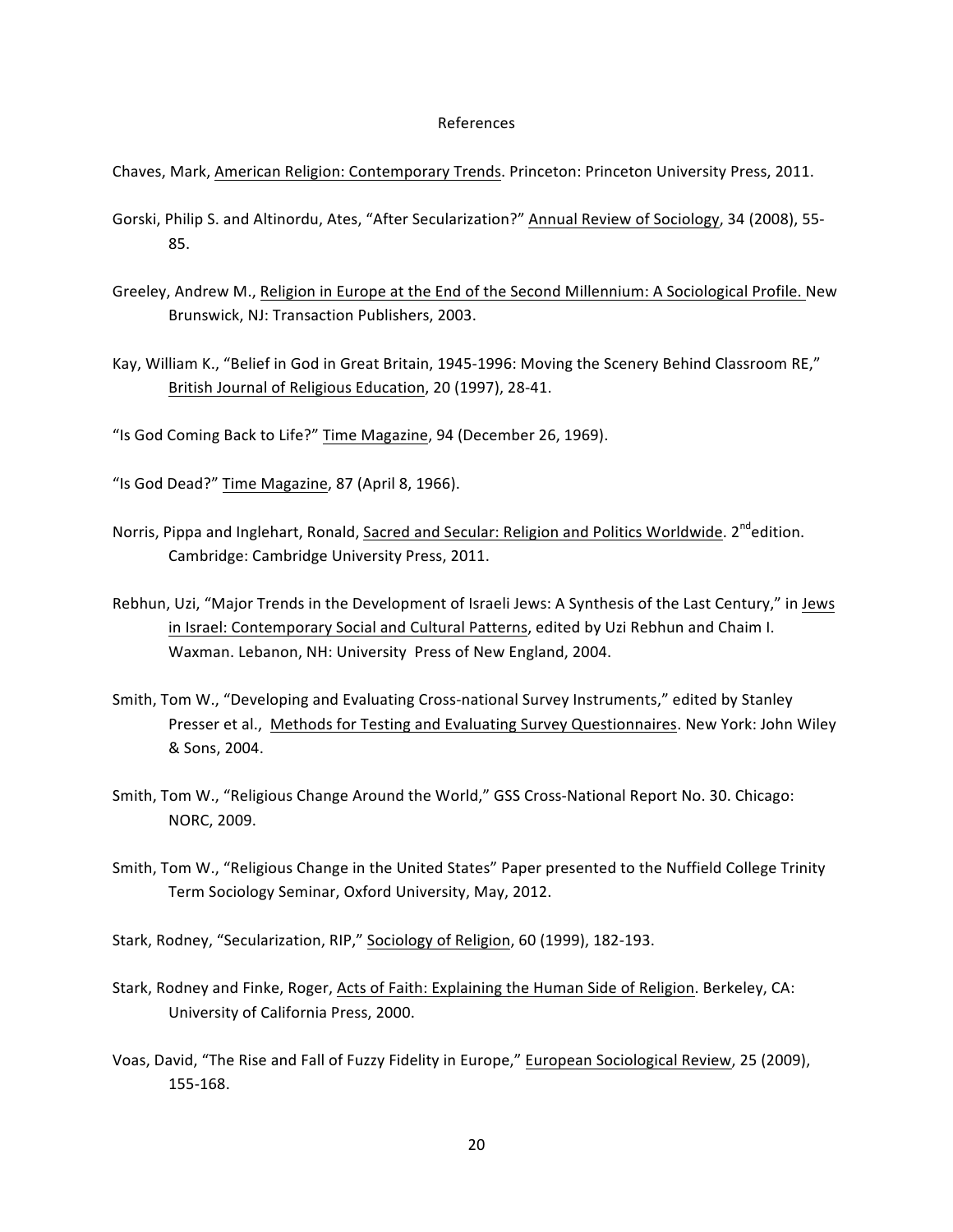# References

Chaves, Mark, American Religion: Contemporary Trends. Princeton: Princeton University Press, 2011.

Gorski, Philip S. and Altinordu, Ates, "After Secularization?" Annual Review of Sociology, 34 (2008), 55-85.

Greeley, Andrew M., Religion in Europe at the End of the Second Millennium: A Sociological Profile. New Brunswick, NJ: Transaction Publishers, 2003.

Kay, William K., "Belief in God in Great Britain, 1945-1996: Moving the Scenery Behind Classroom RE," British Journal of Religious Education, 20 (1997), 28-41.

"Is God Coming Back to Life?" Time Magazine, 94 (December 26, 1969).

"Is God Dead?" Time Magazine, 87 (April 8, 1966).

Norris, Pippa and Inglehart, Ronald, Sacred and Secular: Religion and Politics Worldwide. 2nd edition. Cambridge: Cambridge University Press, 2011.

Rebhun, Uzi, "Major Trends in the Development of Israeli Jews: A Synthesis of the Last Century," in Jews in Israel: Contemporary Social and Cultural Patterns, edited by Uzi Rebhun and Chaim I. Waxman. Lebanon, NH: University Press of New England, 2004.

Smith, Tom W., "Developing and Evaluating Cross-national Survey Instruments," edited by Stanley Presser et al., Methods for Testing and Evaluating Survey Questionnaires. New York: John Wiley & Sons, 2004.

Smith, Tom W., "Religious Change Around the World," GSS Cross-National Report No. 30. Chicago: NORC, 2009.

Smith, Tom W., "Religious Change in the United States" Paper presented to the Nuffield College Trinity Term Sociology Seminar, Oxford University, May, 2012.

Stark, Rodney, "Secularization, RIP," Sociology of Religion, 60 (1999), 182-193.

Stark, Rodney and Finke, Roger, Acts of Faith: Explaining the Human Side of Religion. Berkeley, CA: University of California Press, 2000.

Voas, David, "The Rise and Fall of Fuzzy Fidelity in Europe," European Sociological Review, 25 (2009), 155-168.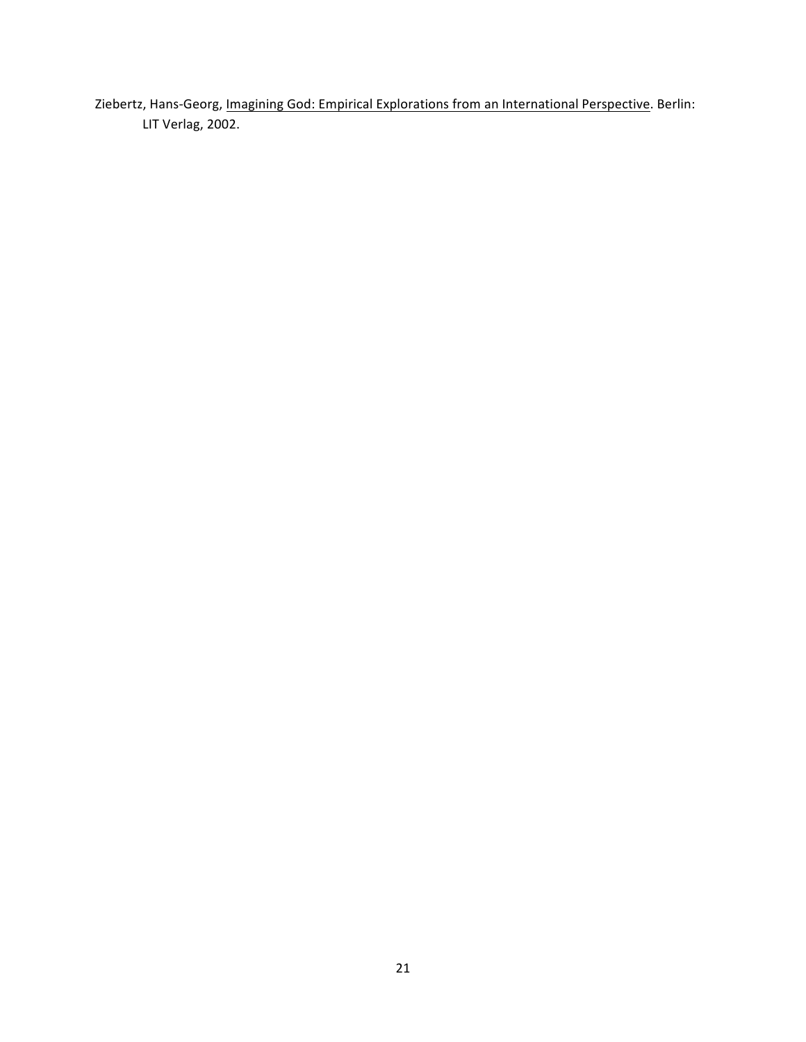Ziebertz, Hans-Georg, <u>Imagining God: Empirical Explorations from an International Perspective</u>. Berlin: LIT Verlag, 2002.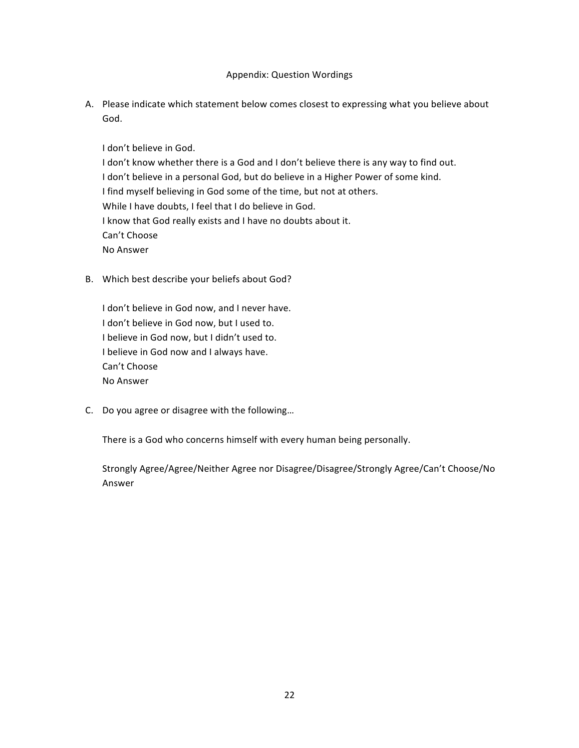Appendix: Question Wordings

A. Please indicate which statement below comes closest to expressing what you believe about God.

   I don't believe in God.
   I don't know whether there is a God and I don't believe there is any way to find out.
   I don't believe in a personal God, but do believe in a Higher Power of some kind.
   I find myself believing in God some of the time, but not at others.
   While I have doubts, I feel that I do believe in God.
   I know that God really exists and I have no doubts about it.
   Can't Choose
   No Answer

B. Which best describe your beliefs about God?

   I don't believe in God now, and I never have.
   I don't believe in God now, but I used to.
   I believe in God now, but I didn't used to.
   I believe in God now and I always have.
   Can't Choose
   No Answer

C. Do you agree or disagree with the following…

   There is a God who concerns himself with every human being personally.

   Strongly Agree/Agree/Neither Agree nor Disagree/Disagree/Strongly Agree/Can't Choose/No Answer